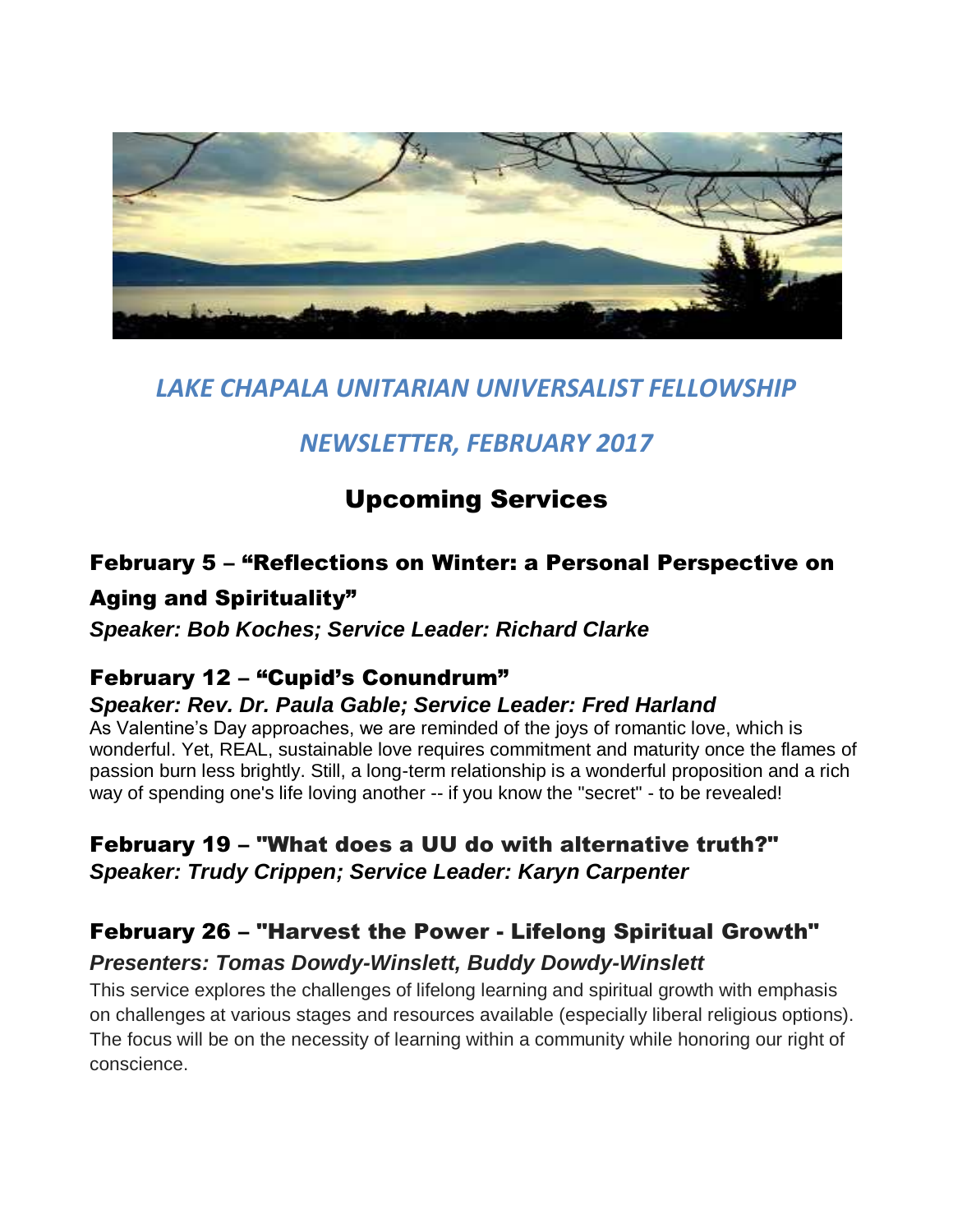# *LAKE CHAPALA UNITARIAN UNIVERSALIST FELLOWSHIP*

## *NEWSLETTER, FEBRUARY 2017*

## Upcoming Services

### February 5 – "Reflections on Winter: a Personal Perspective on Aging and Spirituality"

***Speaker: Bob Koches; Service Leader: Richard Clarke***

### February 12 – "Cupid's Conundrum"

***Speaker: Rev. Dr. Paula Gable; Service Leader: Fred Harland***

As Valentine's Day approaches, we are reminded of the joys of romantic love, which is wonderful. Yet, REAL, sustainable love requires commitment and maturity once the flames of passion burn less brightly. Still, a long-term relationship is a wonderful proposition and a rich way of spending one's life loving another -- if you know the "secret" - to be revealed!

### February 19 – "What does a UU do with alternative truth?"

***Speaker: Trudy Crippen; Service Leader: Karyn Carpenter***

### February 26 – "Harvest the Power - Lifelong Spiritual Growth"

***Presenters: Tomas Dowdy-Winslett, Buddy Dowdy-Winslett***

This service explores the challenges of lifelong learning and spiritual growth with emphasis on challenges at various stages and resources available (especially liberal religious options). The focus will be on the necessity of learning within a community while honoring our right of conscience.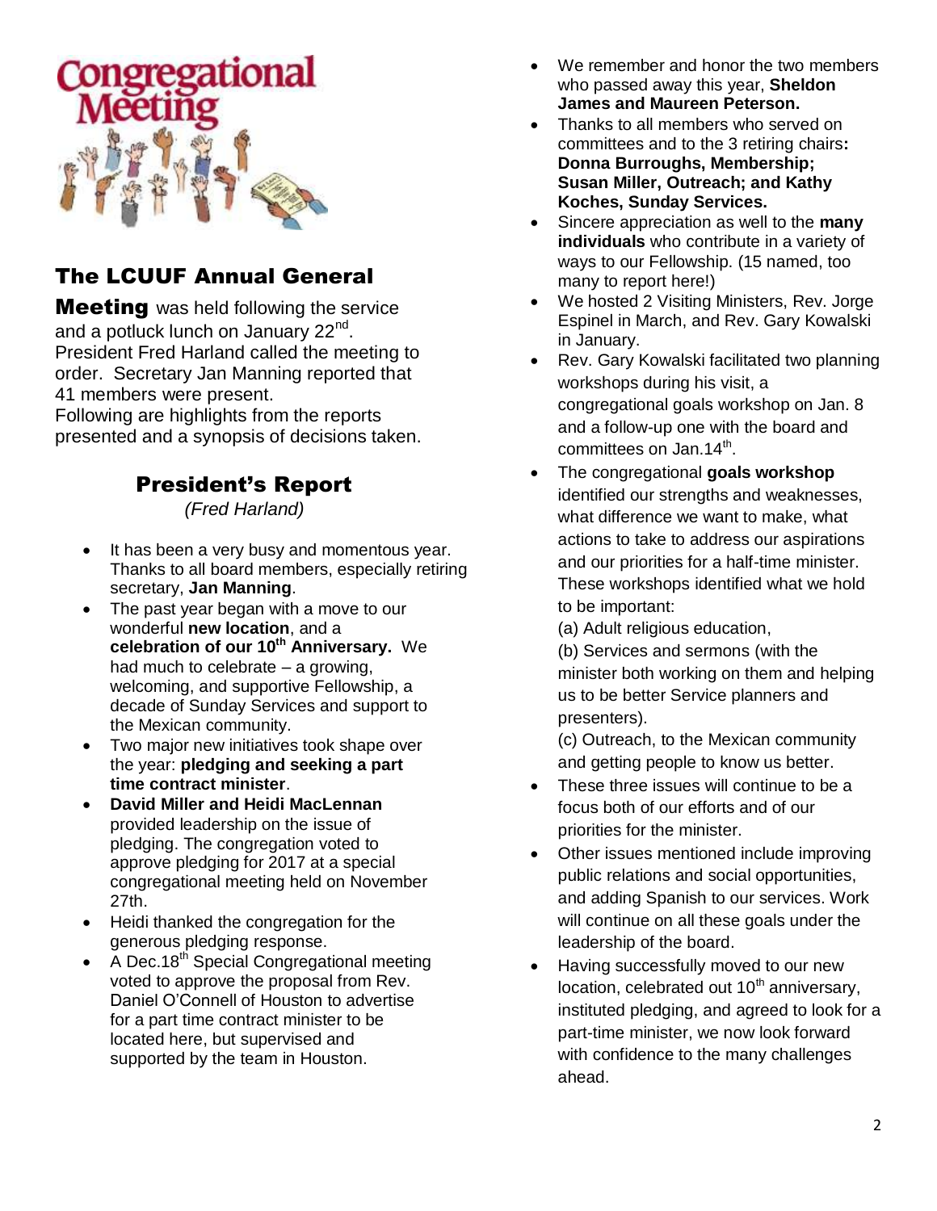## The LCUUF Annual General Meeting

**The LCUUF Annual General Meeting** was held following the service and a potluck lunch on January 22nd. President Fred Harland called the meeting to order. Secretary Jan Manning reported that 41 members were present.
Following are highlights from the reports presented and a synopsis of decisions taken.

### President's Report

*(Fred Harland)*

- It has been a very busy and momentous year. Thanks to all board members, especially retiring secretary, **Jan Manning**.
- The past year began with a move to our wonderful **new location**, and a **celebration of our 10th Anniversary.** We had much to celebrate – a growing, welcoming, and supportive Fellowship, a decade of Sunday Services and support to the Mexican community.
- Two major new initiatives took shape over the year: **pledging and seeking a part time contract minister**.
- **David Miller and Heidi MacLennan** provided leadership on the issue of pledging. The congregation voted to approve pledging for 2017 at a special congregational meeting held on November 27th.
- Heidi thanked the congregation for the generous pledging response.
- A Dec.18th Special Congregational meeting voted to approve the proposal from Rev. Daniel O'Connell of Houston to advertise for a part time contract minister to be located here, but supervised and supported by the team in Houston.
- We remember and honor the two members who passed away this year, **Sheldon James and Maureen Peterson.**
- Thanks to all members who served on committees and to the 3 retiring chairs**: Donna Burroughs, Membership; Susan Miller, Outreach; and Kathy Koches, Sunday Services.**
- Sincere appreciation as well to the **many individuals** who contribute in a variety of ways to our Fellowship. (15 named, too many to report here!)
- We hosted 2 Visiting Ministers, Rev. Jorge Espinel in March, and Rev. Gary Kowalski in January.
- Rev. Gary Kowalski facilitated two planning workshops during his visit, a congregational goals workshop on Jan. 8 and a follow-up one with the board and committees on Jan.14th.
- The congregational **goals workshop** identified our strengths and weaknesses, what difference we want to make, what actions to take to address our aspirations and our priorities for a half-time minister. These workshops identified what we hold to be important:
  (a) Adult religious education,
  (b) Services and sermons (with the minister both working on them and helping us to be better Service planners and presenters).
  (c) Outreach, to the Mexican community and getting people to know us better.
- These three issues will continue to be a focus both of our efforts and of our priorities for the minister.
- Other issues mentioned include improving public relations and social opportunities, and adding Spanish to our services. Work will continue on all these goals under the leadership of the board.
- Having successfully moved to our new location, celebrated out 10th anniversary, instituted pledging, and agreed to look for a part-time minister, we now look forward with confidence to the many challenges ahead.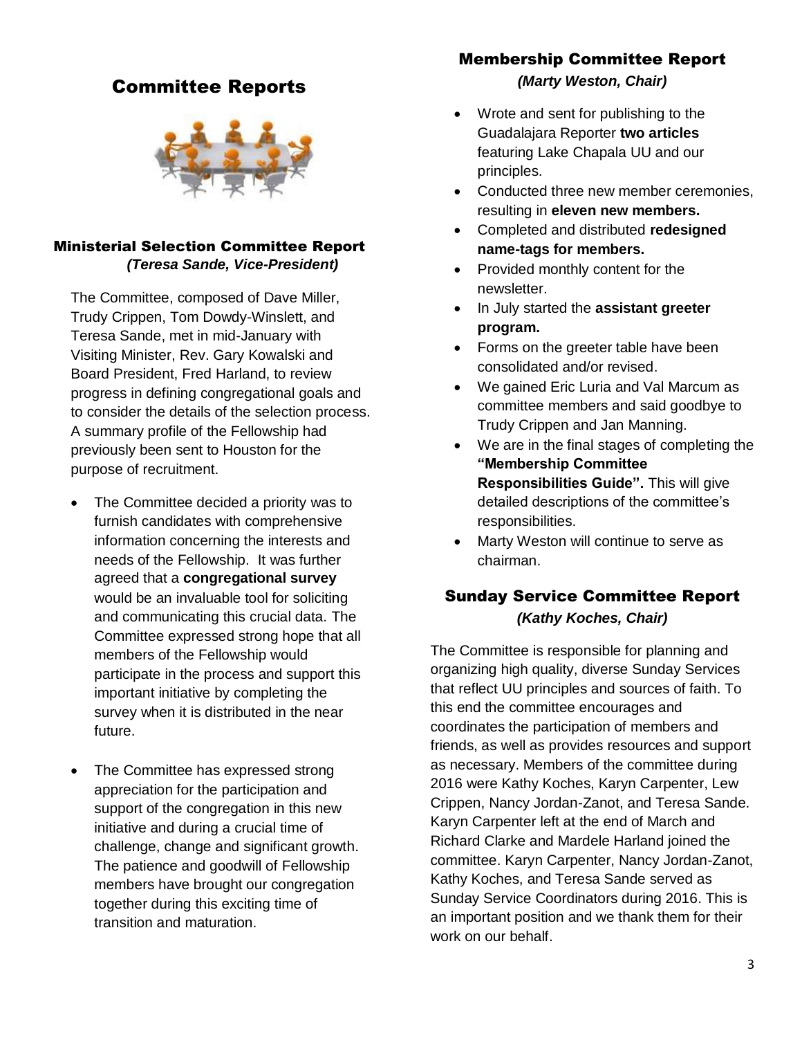# Committee Reports

## Ministerial Selection Committee Report

***(Teresa Sande, Vice-President)***

The Committee, composed of Dave Miller, Trudy Crippen, Tom Dowdy-Winslett, and Teresa Sande, met in mid-January with Visiting Minister, Rev. Gary Kowalski and Board President, Fred Harland, to review progress in defining congregational goals and to consider the details of the selection process. A summary profile of the Fellowship had previously been sent to Houston for the purpose of recruitment.

- The Committee decided a priority was to furnish candidates with comprehensive information concerning the interests and needs of the Fellowship. It was further agreed that a **congregational survey** would be an invaluable tool for soliciting and communicating this crucial data. The Committee expressed strong hope that all members of the Fellowship would participate in the process and support this important initiative by completing the survey when it is distributed in the near future.

- The Committee has expressed strong appreciation for the participation and support of the congregation in this new initiative and during a crucial time of challenge, change and significant growth. The patience and goodwill of Fellowship members have brought our congregation together during this exciting time of transition and maturation.

## Membership Committee Report

***(Marty Weston, Chair)***

- Wrote and sent for publishing to the Guadalajara Reporter **two articles** featuring Lake Chapala UU and our principles.
- Conducted three new member ceremonies, resulting in **eleven new members.**
- Completed and distributed **redesigned name-tags for members.**
- Provided monthly content for the newsletter.
- In July started the **assistant greeter program.**
- Forms on the greeter table have been consolidated and/or revised.
- We gained Eric Luria and Val Marcum as committee members and said goodbye to Trudy Crippen and Jan Manning.
- We are in the final stages of completing the **"Membership Committee Responsibilities Guide".** This will give detailed descriptions of the committee's responsibilities.
- Marty Weston will continue to serve as chairman.

## Sunday Service Committee Report

***(Kathy Koches, Chair)***

The Committee is responsible for planning and organizing high quality, diverse Sunday Services that reflect UU principles and sources of faith. To this end the committee encourages and coordinates the participation of members and friends, as well as provides resources and support as necessary. Members of the committee during 2016 were Kathy Koches, Karyn Carpenter, Lew Crippen, Nancy Jordan-Zanot, and Teresa Sande. Karyn Carpenter left at the end of March and Richard Clarke and Mardele Harland joined the committee. Karyn Carpenter, Nancy Jordan-Zanot, Kathy Koches, and Teresa Sande served as Sunday Service Coordinators during 2016. This is an important position and we thank them for their work on our behalf.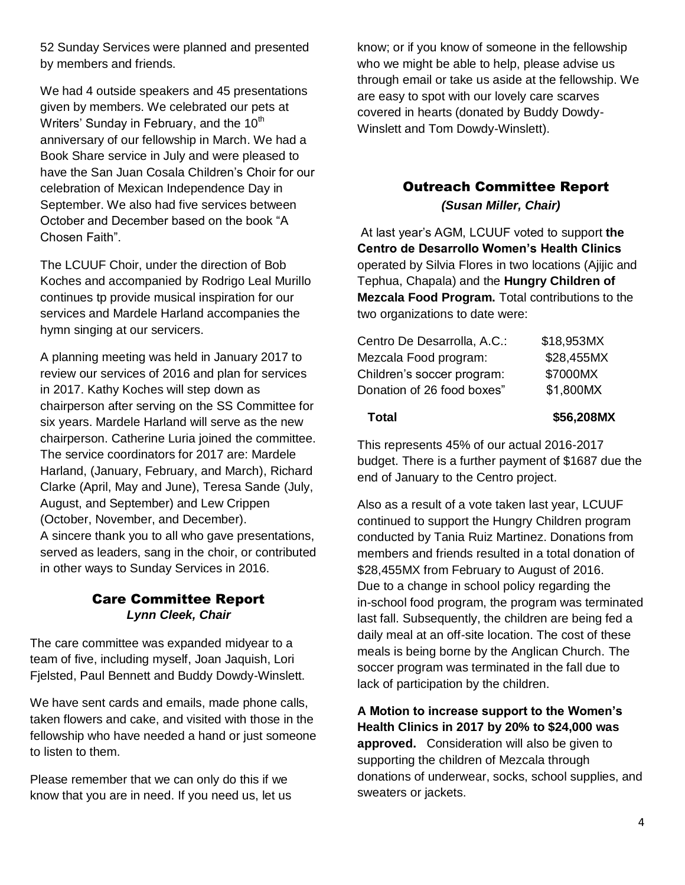52 Sunday Services were planned and presented by members and friends.

We had 4 outside speakers and 45 presentations given by members. We celebrated our pets at Writers' Sunday in February, and the 10th anniversary of our fellowship in March. We had a Book Share service in July and were pleased to have the San Juan Cosala Children's Choir for our celebration of Mexican Independence Day in September. We also had five services between October and December based on the book "A Chosen Faith".

The LCUUF Choir, under the direction of Bob Koches and accompanied by Rodrigo Leal Murillo continues tp provide musical inspiration for our services and Mardele Harland accompanies the hymn singing at our servicers.

A planning meeting was held in January 2017 to review our services of 2016 and plan for services in 2017. Kathy Koches will step down as chairperson after serving on the SS Committee for six years. Mardele Harland will serve as the new chairperson. Catherine Luria joined the committee. The service coordinators for 2017 are: Mardele Harland, (January, February, and March), Richard Clarke (April, May and June), Teresa Sande (July, August, and September) and Lew Crippen (October, November, and December).
A sincere thank you to all who gave presentations, served as leaders, sang in the choir, or contributed in other ways to Sunday Services in 2016.

## Care Committee Report

***Lynn Cleek, Chair***

The care committee was expanded midyear to a team of five, including myself, Joan Jaquish, Lori Fjelsted, Paul Bennett and Buddy Dowdy-Winslett.

We have sent cards and emails, made phone calls, taken flowers and cake, and visited with those in the fellowship who have needed a hand or just someone to listen to them.

Please remember that we can only do this if we know that you are in need. If you need us, let us know; or if you know of someone in the fellowship who we might be able to help, please advise us through email or take us aside at the fellowship. We are easy to spot with our lovely care scarves covered in hearts (donated by Buddy Dowdy-Winslett and Tom Dowdy-Winslett).

## Outreach Committee Report

***(Susan Miller, Chair)***

At last year's AGM, LCUUF voted to support **the Centro de Desarrollo Women's Health Clinics** operated by Silvia Flores in two locations (Ajijic and Tephua, Chapala) and the **Hungry Children of Mezcala Food Program.** Total contributions to the two organizations to date were:

| | |
|---|---|
| Centro De Desarrolla, A.C.: | $18,953MX |
| Mezcala Food program: | $28,455MX |
| Children's soccer program: | $7000MX |
| Donation of 26 food boxes" | $1,800MX |
| **Total** | **$56,208MX** |

This represents 45% of our actual 2016-2017 budget. There is a further payment of $1687 due the end of January to the Centro project.

Also as a result of a vote taken last year, LCUUF continued to support the Hungry Children program conducted by Tania Ruiz Martinez. Donations from members and friends resulted in a total donation of $28,455MX from February to August of 2016. Due to a change in school policy regarding the in-school food program, the program was terminated last fall. Subsequently, the children are being fed a daily meal at an off-site location. The cost of these meals is being borne by the Anglican Church. The soccer program was terminated in the fall due to lack of participation by the children.

**A Motion to increase support to the Women's Health Clinics in 2017 by 20% to $24,000 was approved.** Consideration will also be given to supporting the children of Mezcala through donations of underwear, socks, school supplies, and sweaters or jackets.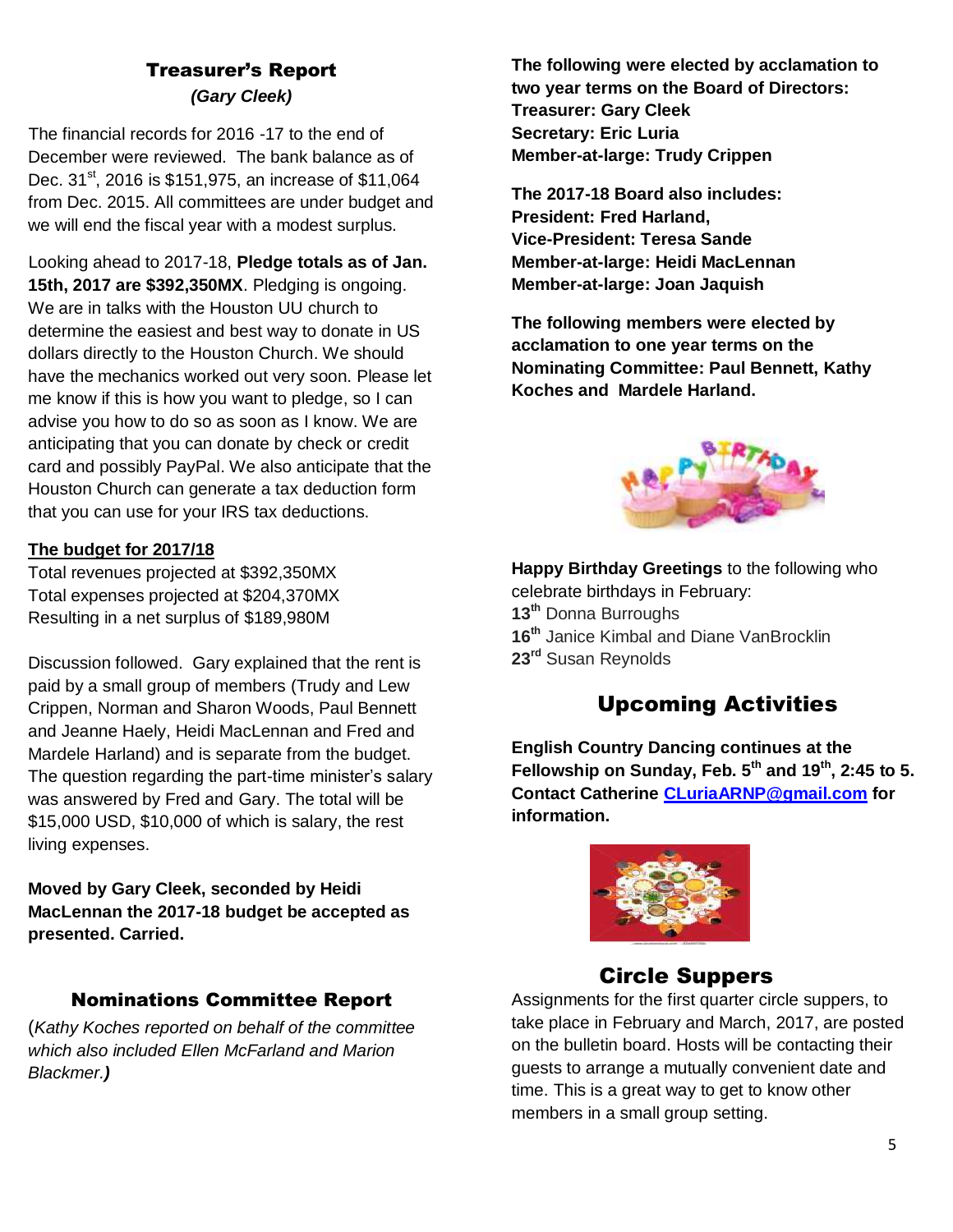## Treasurer's Report

***(Gary Cleek)***

The financial records for 2016 -17 to the end of December were reviewed. The bank balance as of Dec. 31st, 2016 is $151,975, an increase of $11,064 from Dec. 2015. All committees are under budget and we will end the fiscal year with a modest surplus.

Looking ahead to 2017-18, **Pledge totals as of Jan. 15th, 2017 are $392,350MX**. Pledging is ongoing. We are in talks with the Houston UU church to determine the easiest and best way to donate in US dollars directly to the Houston Church. We should have the mechanics worked out very soon. Please let me know if this is how you want to pledge, so I can advise you how to do so as soon as I know. We are anticipating that you can donate by check or credit card and possibly PayPal. We also anticipate that the Houston Church can generate a tax deduction form that you can use for your IRS tax deductions.

**The budget for 2017/18**

Total revenues projected at $392,350MX
Total expenses projected at $204,370MX
Resulting in a net surplus of $189,980M

Discussion followed. Gary explained that the rent is paid by a small group of members (Trudy and Lew Crippen, Norman and Sharon Woods, Paul Bennett and Jeanne Haely, Heidi MacLennan and Fred and Mardele Harland) and is separate from the budget. The question regarding the part-time minister's salary was answered by Fred and Gary. The total will be $15,000 USD, $10,000 of which is salary, the rest living expenses.

**Moved by Gary Cleek, seconded by Heidi MacLennan the 2017-18 budget be accepted as presented. Carried.**

## Nominations Committee Report

(*Kathy Koches reported on behalf of the committee which also included Ellen McFarland and Marion Blackmer.*)

**The following were elected by acclamation to two year terms on the Board of Directors:**
**Treasurer: Gary Cleek**
**Secretary: Eric Luria**
**Member-at-large: Trudy Crippen**

**The 2017-18 Board also includes:**
**President: Fred Harland,**
**Vice-President: Teresa Sande**
**Member-at-large: Heidi MacLennan**
**Member-at-large: Joan Jaquish**

**The following members were elected by acclamation to one year terms on the Nominating Committee: Paul Bennett, Kathy Koches and Mardele Harland.**

**Happy Birthday Greetings** to the following who celebrate birthdays in February:

**13th** Donna Burroughs
**16th** Janice Kimbal and Diane VanBrocklin
**23rd** Susan Reynolds

## Upcoming Activities

**English Country Dancing continues at the Fellowship on Sunday, Feb. 5th and 19th, 2:45 to 5. Contact Catherine CLuriaARNP@gmail.com for information.**

## Circle Suppers

Assignments for the first quarter circle suppers, to take place in February and March, 2017, are posted on the bulletin board. Hosts will be contacting their guests to arrange a mutually convenient date and time. This is a great way to get to know other members in a small group setting.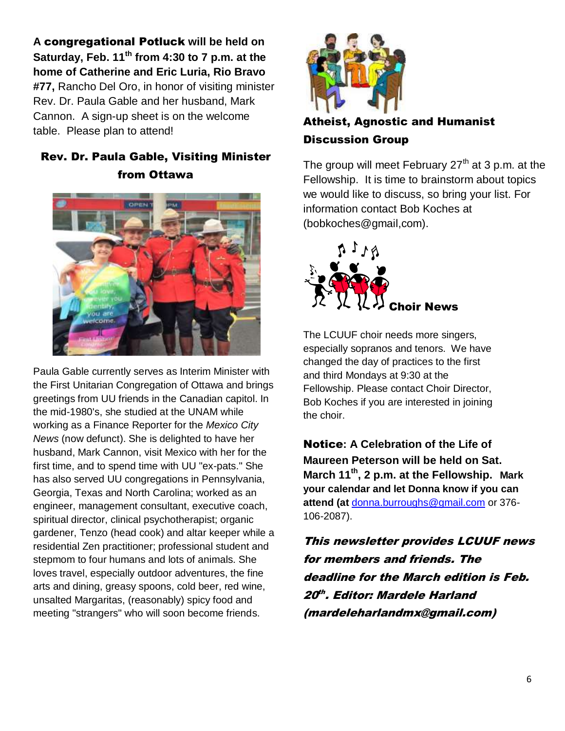**A congregational Potluck will be held on Saturday, Feb. 11th from 4:30 to 7 p.m. at the home of Catherine and Eric Luria, Rio Bravo #77,** Rancho Del Oro, in honor of visiting minister Rev. Dr. Paula Gable and her husband, Mark Cannon. A sign-up sheet is on the welcome table. Please plan to attend!

## Rev. Dr. Paula Gable, Visiting Minister from Ottawa

Paula Gable currently serves as Interim Minister with the First Unitarian Congregation of Ottawa and brings greetings from UU friends in the Canadian capitol. In the mid-1980's, she studied at the UNAM while working as a Finance Reporter for the *Mexico City News* (now defunct). She is delighted to have her husband, Mark Cannon, visit Mexico with her for the first time, and to spend time with UU "ex-pats." She has also served UU congregations in Pennsylvania, Georgia, Texas and North Carolina; worked as an engineer, management consultant, executive coach, spiritual director, clinical psychotherapist; organic gardener, Tenzo (head cook) and altar keeper while a residential Zen practitioner; professional student and stepmom to four humans and lots of animals. She loves travel, especially outdoor adventures, the fine arts and dining, greasy spoons, cold beer, red wine, unsalted Margaritas, (reasonably) spicy food and meeting "strangers" who will soon become friends.

## Atheist, Agnostic and Humanist Discussion Group

The group will meet February 27th at 3 p.m. at the Fellowship. It is time to brainstorm about topics we would like to discuss, so bring your list. For information contact Bob Koches at (bobkoches@gmail,com).

## Choir News

The LCUUF choir needs more singers, especially sopranos and tenors. We have changed the day of practices to the first and third Mondays at 9:30 at the Fellowship. Please contact Choir Director, Bob Koches if you are interested in joining the choir.

**Notice: A Celebration of the Life of Maureen Peterson will be held on Sat. March 11th, 2 p.m. at the Fellowship. Mark your calendar and let Donna know if you can attend (at** donna.burroughs@gmail.com or 376-106-2087).

***This newsletter provides LCUUF news for members and friends. The deadline for the March edition is Feb. 20th. Editor: Mardele Harland (mardeleharlandmx@gmail.com)***